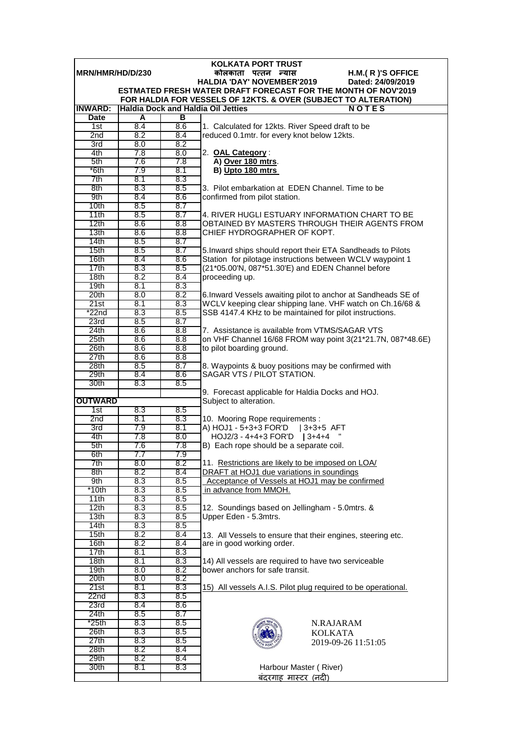# KOLKATA PORT TRUST

MRN/HMR/HD/D/230

कोलकाता पत्तन न्यास

H.M.( R )'S OFFICE

HALDIA 'DAY' NOVEMBER'2019

Dated: 24/09/2019

## ESTMATED FRESH WATER DRAFT FORECAST FOR THE MONTH OF NOV'2019
## FOR HALDIA FOR VESSELS OF 12KTS. & OVER (SUBJECT TO ALTERATION)

**INWARD:** Haldia Dock and Haldia Oil Jetties

| Date | A | B |
|---|---|---|
| 1st | 8.4 | 8.6 |
| 2nd | 8.2 | 8.4 |
| 3rd | 8.0 | 8.2 |
| 4th | 7.8 | 8.0 |
| 5th | 7.6 | 7.8 |
| *6th | 7.9 | 8.1 |
| 7th | 8.1 | 8.3 |
| 8th | 8.3 | 8.5 |
| 9th | 8.4 | 8.6 |
| 10th | 8.5 | 8.7 |
| 11th | 8.5 | 8.7 |
| 12th | 8.6 | 8.8 |
| 13th | 8.6 | 8.8 |
| 14th | 8.5 | 8.7 |
| 15th | 8.5 | 8.7 |
| 16th | 8.4 | 8.6 |
| 17th | 8.3 | 8.5 |
| 18th | 8.2 | 8.4 |
| 19th | 8.1 | 8.3 |
| 20th | 8.0 | 8.2 |
| 21st | 8.1 | 8.3 |
| *22nd | 8.3 | 8.5 |
| 23rd | 8.5 | 8.7 |
| 24th | 8.6 | 8.8 |
| 25th | 8.6 | 8.8 |
| 26th | 8.6 | 8.8 |
| 27th | 8.6 | 8.8 |
| 28th | 8.5 | 8.7 |
| 29th | 8.4 | 8.6 |
| 30th | 8.3 | 8.5 |

**OUTWARD**

| Date | A | B |
|---|---|---|
| 1st | 8.3 | 8.5 |
| 2nd | 8.1 | 8.3 |
| 3rd | 7.9 | 8.1 |
| 4th | 7.8 | 8.0 |
| 5th | 7.6 | 7.8 |
| 6th | 7.7 | 7.9 |
| 7th | 8.0 | 8.2 |
| 8th | 8.2 | 8.4 |
| 9th | 8.3 | 8.5 |
| *10th | 8.3 | 8.5 |
| 11th | 8.3 | 8.5 |
| 12th | 8.3 | 8.5 |
| 13th | 8.3 | 8.5 |
| 14th | 8.3 | 8.5 |
| 15th | 8.2 | 8.4 |
| 16th | 8.2 | 8.4 |
| 17th | 8.1 | 8.3 |
| 18th | 8.1 | 8.3 |
| 19th | 8.0 | 8.2 |
| 20th | 8.0 | 8.2 |
| 21st | 8.1 | 8.3 |
| 22nd | 8.3 | 8.5 |
| 23rd | 8.4 | 8.6 |
| 24th | 8.5 | 8.7 |
| *25th | 8.3 | 8.5 |
| 26th | 8.3 | 8.5 |
| 27th | 8.3 | 8.5 |
| 28th | 8.2 | 8.4 |
| 29th | 8.2 | 8.4 |
| 30th | 8.1 | 8.3 |

**N O T E S**

1. Calculated for 12kts. River Speed draft to be reduced 0.1mtr. for every knot below 12kts.

2. **OAL Category** :
   **A) Over 180 mtrs**.
   **B) Upto 180 mtrs**

3. Pilot embarkation at EDEN Channel. Time to be confirmed from pilot station.

4. RIVER HUGLI ESTUARY INFORMATION CHART TO BE OBTAINED BY MASTERS THROUGH THEIR AGENTS FROM CHIEF HYDROGRAPHER OF KOPT.

5. Inward ships should report their ETA Sandheads to Pilots Station for pilotage instructions between WCLV waypoint 1 (21*05.00'N, 087*51.30'E) and EDEN Channel before proceeding up.

6. Inward Vessels awaiting pilot to anchor at Sandheads SE of WCLV keeping clear shipping lane. VHF watch on Ch.16/68 & SSB 4147.4 KHz to be maintained for pilot instructions.

7. Assistance is available from VTMS/SAGAR VTS on VHF Channel 16/68 FROM way point 3(21*21.7N, 087*48.6E) to pilot boarding ground.

8. Waypoints & buoy positions may be confirmed with SAGAR VTS / PILOT STATION.

9. Forecast applicable for Haldia Docks and HOJ. Subject to alteration.

10. Mooring Rope requirements :
    A) HOJ1 - 5+3+3 FOR'D | 3+3+5 AFT
    HOJ2/3 - 4+4+3 FOR'D | 3+4+4 "
    B) Each rope should be a separate coil.

11. Restrictions are likely to be imposed on LOA/ DRAFT at HOJ1 due variations in soundings Acceptance of Vessels at HOJ1 may be confirmed in advance from MMOH.

12. Soundings based on Jellingham - 5.0mtrs. & Upper Eden - 5.3mtrs.

13. All Vessels to ensure that their engines, steering etc. are in good working order.

14) All vessels are required to have two serviceable bower anchors for safe transit.

15) All vessels A.I.S. Pilot plug required to be operational.

N.RAJARAM
KOLKATA
2019-09-26 11:51:05

Harbour Master ( River)
बंदरगाह मास्टर (नदी)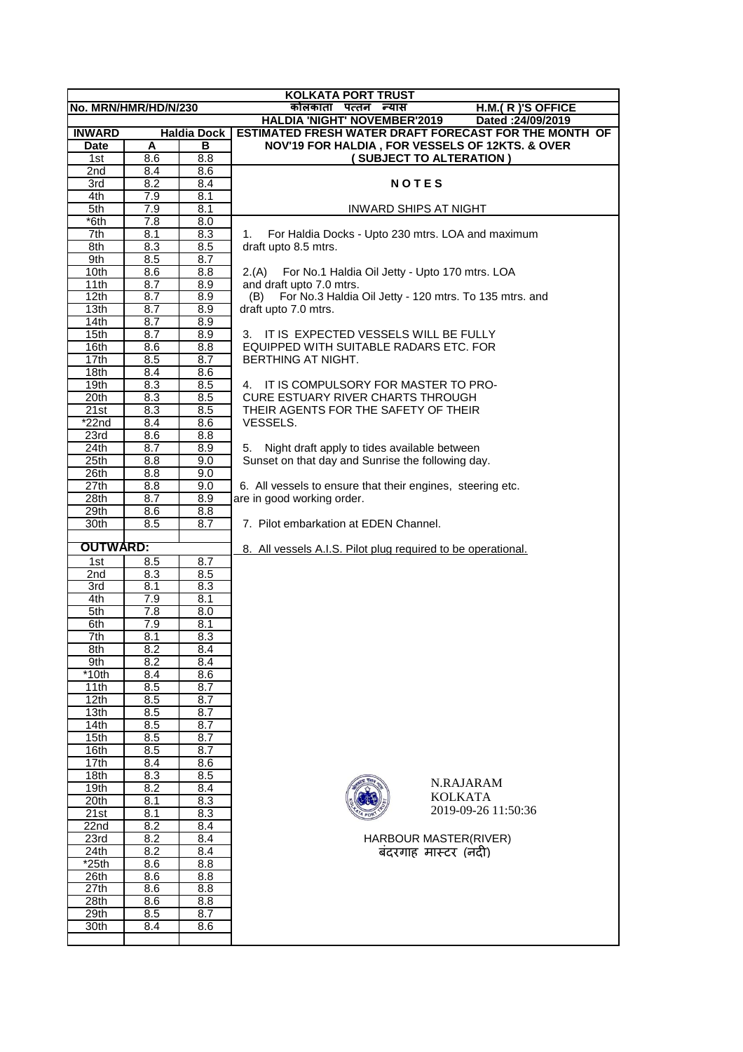**KOLKATA PORT TRUST**

**No. MRN/HMR/HD/N/230** **कोलकाता पत्तन न्यास** **H.M.( R )'S OFFICE**

**HALDIA 'NIGHT' NOVEMBER'2019** **Dated :24/09/2019**

**ESTIMATED FRESH WATER DRAFT FORECAST FOR THE MONTH OF NOV'19 FOR HALDIA , FOR VESSELS OF 12KTS. & OVER**

**( SUBJECT TO ALTERATION )**

| **INWARD** | **Haldia Dock** | |
|---|---|---|
| **Date** | **A** | **B** |
| 1st | 8.6 | 8.8 |
| 2nd | 8.4 | 8.6 |
| 3rd | 8.2 | 8.4 |
| 4th | 7.9 | 8.1 |
| 5th | 7.9 | 8.1 |
| *6th | 7.8 | 8.0 |
| 7th | 8.1 | 8.3 |
| 8th | 8.3 | 8.5 |
| 9th | 8.5 | 8.7 |
| 10th | 8.6 | 8.8 |
| 11th | 8.7 | 8.9 |
| 12th | 8.7 | 8.9 |
| 13th | 8.7 | 8.9 |
| 14th | 8.7 | 8.9 |
| 15th | 8.7 | 8.9 |
| 16th | 8.6 | 8.8 |
| 17th | 8.5 | 8.7 |
| 18th | 8.4 | 8.6 |
| 19th | 8.3 | 8.5 |
| 20th | 8.3 | 8.5 |
| 21st | 8.3 | 8.5 |
| *22nd | 8.4 | 8.6 |
| 23rd | 8.6 | 8.8 |
| 24th | 8.7 | 8.9 |
| 25th | 8.8 | 9.0 |
| 26th | 8.8 | 9.0 |
| 27th | 8.8 | 9.0 |
| 28th | 8.7 | 8.9 |
| 29th | 8.6 | 8.8 |
| 30th | 8.5 | 8.7 |
| | | |
| **OUTWARD:** | | |
| 1st | 8.5 | 8.7 |
| 2nd | 8.3 | 8.5 |
| 3rd | 8.1 | 8.3 |
| 4th | 7.9 | 8.1 |
| 5th | 7.8 | 8.0 |
| 6th | 7.9 | 8.1 |
| 7th | 8.1 | 8.3 |
| 8th | 8.2 | 8.4 |
| 9th | 8.2 | 8.4 |
| *10th | 8.4 | 8.6 |
| 11th | 8.5 | 8.7 |
| 12th | 8.5 | 8.7 |
| 13th | 8.5 | 8.7 |
| 14th | 8.5 | 8.7 |
| 15th | 8.5 | 8.7 |
| 16th | 8.5 | 8.7 |
| 17th | 8.4 | 8.6 |
| 18th | 8.3 | 8.5 |
| 19th | 8.2 | 8.4 |
| 20th | 8.1 | 8.3 |
| 21st | 8.1 | 8.3 |
| 22nd | 8.2 | 8.4 |
| 23rd | 8.2 | 8.4 |
| 24th | 8.2 | 8.4 |
| *25th | 8.6 | 8.8 |
| 26th | 8.6 | 8.8 |
| 27th | 8.6 | 8.8 |
| 28th | 8.6 | 8.8 |
| 29th | 8.5 | 8.7 |
| 30th | 8.4 | 8.6 |

**N O T E S**

INWARD SHIPS AT NIGHT

1. For Haldia Docks - Upto 230 mtrs. LOA and maximum draft upto 8.5 mtrs.

2.(A) For No.1 Haldia Oil Jetty - Upto 170 mtrs. LOA and draft upto 7.0 mtrs.
(B) For No.3 Haldia Oil Jetty - 120 mtrs. To 135 mtrs. and draft upto 7.0 mtrs.

3. IT IS EXPECTED VESSELS WILL BE FULLY EQUIPPED WITH SUITABLE RADARS ETC. FOR BERTHING AT NIGHT.

4. IT IS COMPULSORY FOR MASTER TO PROCURE ESTUARY RIVER CHARTS THROUGH THEIR AGENTS FOR THE SAFETY OF THEIR VESSELS.

5. Night draft apply to tides available between Sunset on that day and Sunrise the following day.

6. All vessels to ensure that their engines, steering etc. are in good working order.

7. Pilot embarkation at EDEN Channel.

8. All vessels A.I.S. Pilot plug required to be operational.

N.RAJARAM
KOLKATA
2019-09-26 11:50:36

HARBOUR MASTER(RIVER)
बंदरगाह मास्टर (नदी)